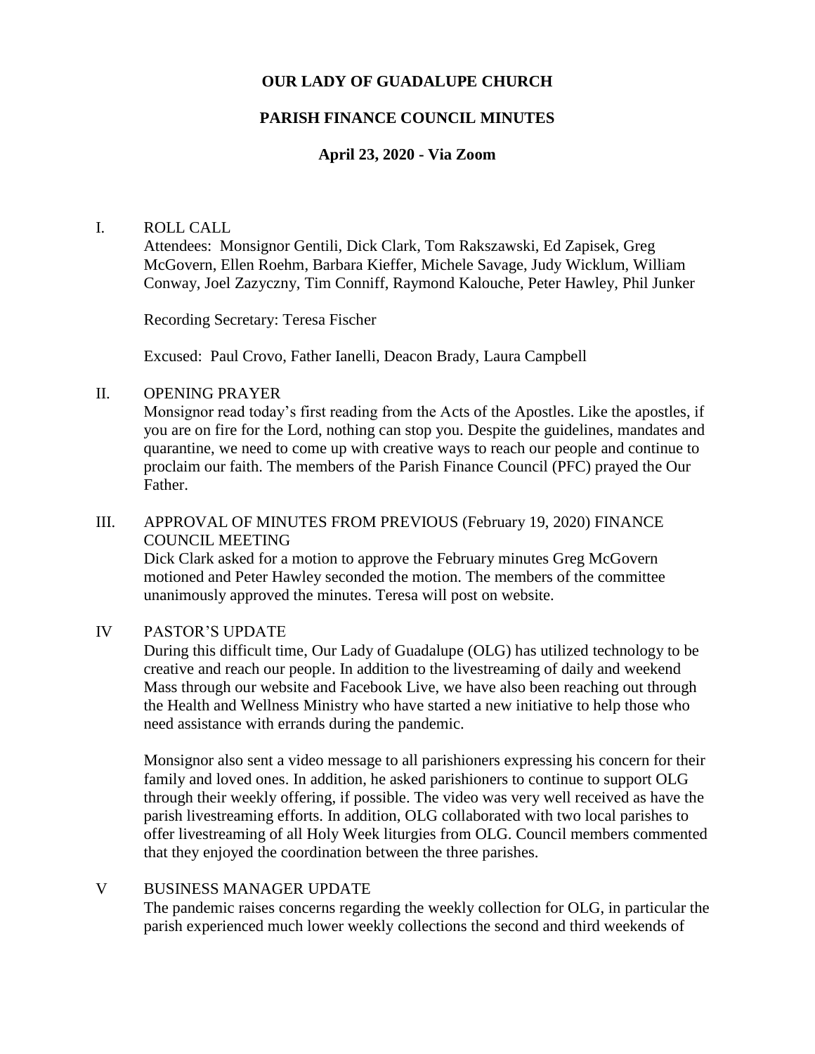# OUR LADY OF GUADALUPE CHURCH

## PARISH FINANCE COUNCIL MINUTES

### April 23, 2020 - Via Zoom

I. ROLL CALL

Attendees: Monsignor Gentili, Dick Clark, Tom Rakszawski, Ed Zapisek, Greg McGovern, Ellen Roehm, Barbara Kieffer, Michele Savage, Judy Wicklum, William Conway, Joel Zazyczny, Tim Conniff, Raymond Kalouche, Peter Hawley, Phil Junker

Recording Secretary: Teresa Fischer

Excused: Paul Crovo, Father Ianelli, Deacon Brady, Laura Campbell

II. OPENING PRAYER

Monsignor read today's first reading from the Acts of the Apostles. Like the apostles, if you are on fire for the Lord, nothing can stop you. Despite the guidelines, mandates and quarantine, we need to come up with creative ways to reach our people and continue to proclaim our faith. The members of the Parish Finance Council (PFC) prayed the Our Father.

III. APPROVAL OF MINUTES FROM PREVIOUS (February 19, 2020) FINANCE COUNCIL MEETING

Dick Clark asked for a motion to approve the February minutes Greg McGovern motioned and Peter Hawley seconded the motion. The members of the committee unanimously approved the minutes. Teresa will post on website.

IV PASTOR'S UPDATE

During this difficult time, Our Lady of Guadalupe (OLG) has utilized technology to be creative and reach our people. In addition to the livestreaming of daily and weekend Mass through our website and Facebook Live, we have also been reaching out through the Health and Wellness Ministry who have started a new initiative to help those who need assistance with errands during the pandemic.

Monsignor also sent a video message to all parishioners expressing his concern for their family and loved ones. In addition, he asked parishioners to continue to support OLG through their weekly offering, if possible. The video was very well received as have the parish livestreaming efforts. In addition, OLG collaborated with two local parishes to offer livestreaming of all Holy Week liturgies from OLG. Council members commented that they enjoyed the coordination between the three parishes.

V BUSINESS MANAGER UPDATE

The pandemic raises concerns regarding the weekly collection for OLG, in particular the parish experienced much lower weekly collections the second and third weekends of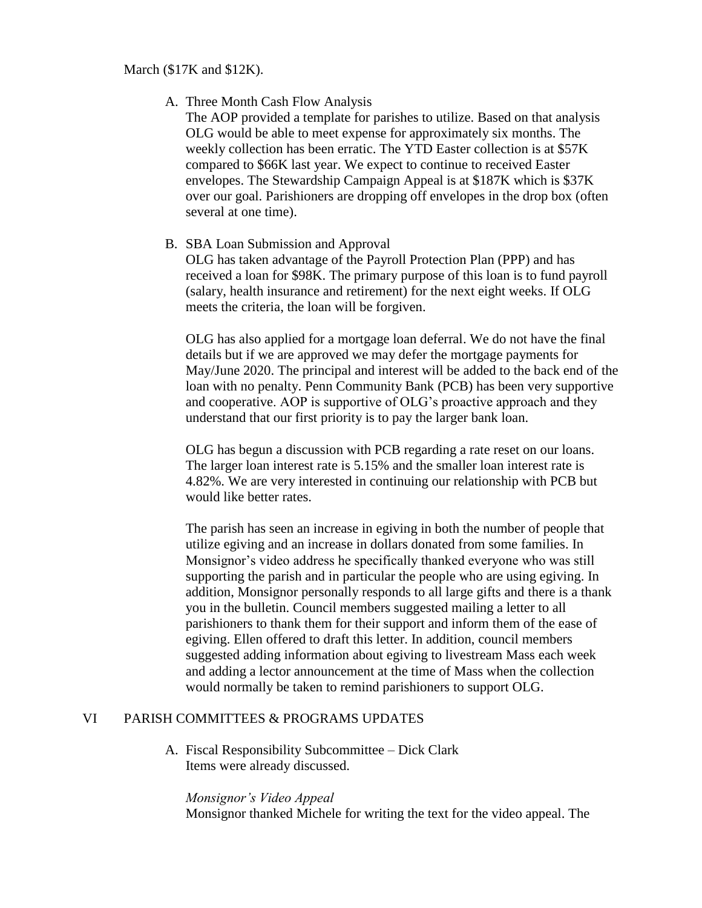March ($17K and $12K).

A. Three Month Cash Flow Analysis
The AOP provided a template for parishes to utilize. Based on that analysis OLG would be able to meet expense for approximately six months. The weekly collection has been erratic. The YTD Easter collection is at $57K compared to $66K last year. We expect to continue to received Easter envelopes. The Stewardship Campaign Appeal is at $187K which is $37K over our goal. Parishioners are dropping off envelopes in the drop box (often several at one time).

B. SBA Loan Submission and Approval
OLG has taken advantage of the Payroll Protection Plan (PPP) and has received a loan for $98K. The primary purpose of this loan is to fund payroll (salary, health insurance and retirement) for the next eight weeks. If OLG meets the criteria, the loan will be forgiven.

OLG has also applied for a mortgage loan deferral. We do not have the final details but if we are approved we may defer the mortgage payments for May/June 2020. The principal and interest will be added to the back end of the loan with no penalty. Penn Community Bank (PCB) has been very supportive and cooperative. AOP is supportive of OLG's proactive approach and they understand that our first priority is to pay the larger bank loan.

OLG has begun a discussion with PCB regarding a rate reset on our loans. The larger loan interest rate is 5.15% and the smaller loan interest rate is 4.82%. We are very interested in continuing our relationship with PCB but would like better rates.

The parish has seen an increase in egiving in both the number of people that utilize egiving and an increase in dollars donated from some families. In Monsignor's video address he specifically thanked everyone who was still supporting the parish and in particular the people who are using egiving. In addition, Monsignor personally responds to all large gifts and there is a thank you in the bulletin. Council members suggested mailing a letter to all parishioners to thank them for their support and inform them of the ease of egiving. Ellen offered to draft this letter. In addition, council members suggested adding information about egiving to livestream Mass each week and adding a lector announcement at the time of Mass when the collection would normally be taken to remind parishioners to support OLG.

## VI PARISH COMMITTEES & PROGRAMS UPDATES

A. Fiscal Responsibility Subcommittee – Dick Clark
Items were already discussed.

*Monsignor's Video Appeal*
Monsignor thanked Michele for writing the text for the video appeal. The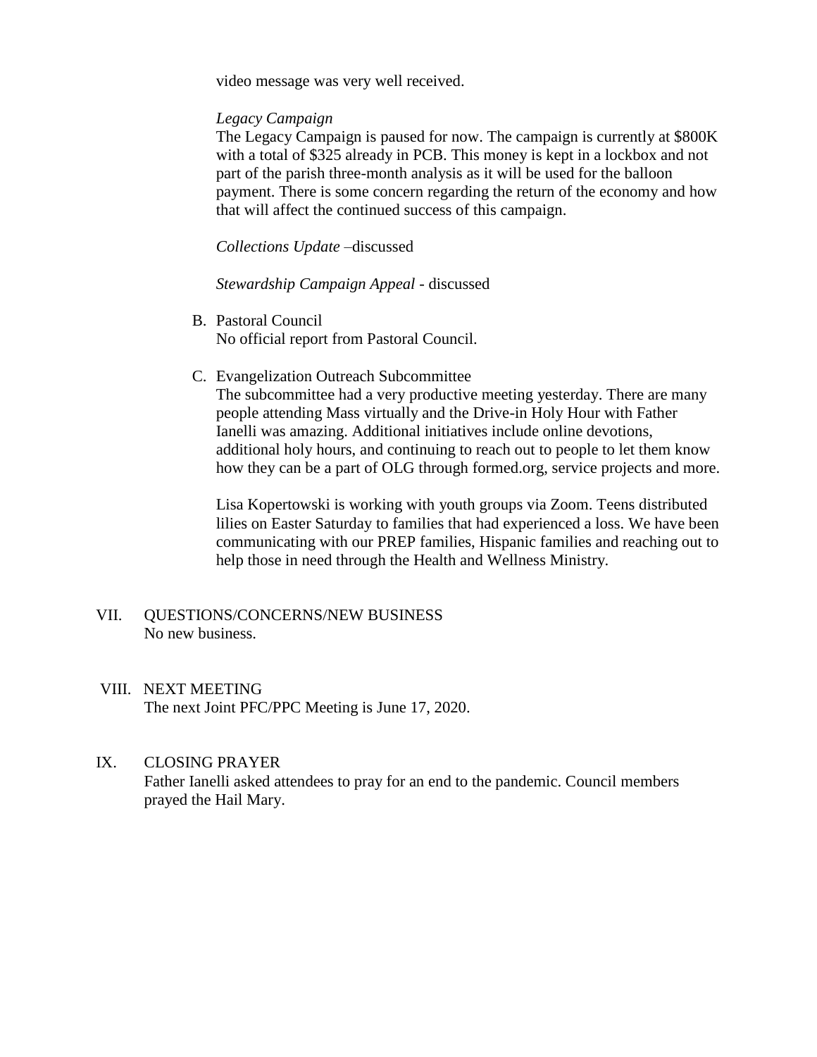video message was very well received.

*Legacy Campaign*

The Legacy Campaign is paused for now. The campaign is currently at $800K with a total of $325 already in PCB. This money is kept in a lockbox and not part of the parish three-month analysis as it will be used for the balloon payment. There is some concern regarding the return of the economy and how that will affect the continued success of this campaign.

*Collections Update* –discussed

*Stewardship Campaign Appeal* - discussed

B. Pastoral Council
   No official report from Pastoral Council.

C. Evangelization Outreach Subcommittee
   The subcommittee had a very productive meeting yesterday. There are many people attending Mass virtually and the Drive-in Holy Hour with Father Ianelli was amazing. Additional initiatives include online devotions, additional holy hours, and continuing to reach out to people to let them know how they can be a part of OLG through formed.org, service projects and more.

   Lisa Kopertowski is working with youth groups via Zoom. Teens distributed lilies on Easter Saturday to families that had experienced a loss. We have been communicating with our PREP families, Hispanic families and reaching out to help those in need through the Health and Wellness Ministry.

VII. QUESTIONS/CONCERNS/NEW BUSINESS
No new business.

VIII. NEXT MEETING
The next Joint PFC/PPC Meeting is June 17, 2020.

IX. CLOSING PRAYER
Father Ianelli asked attendees to pray for an end to the pandemic. Council members prayed the Hail Mary.